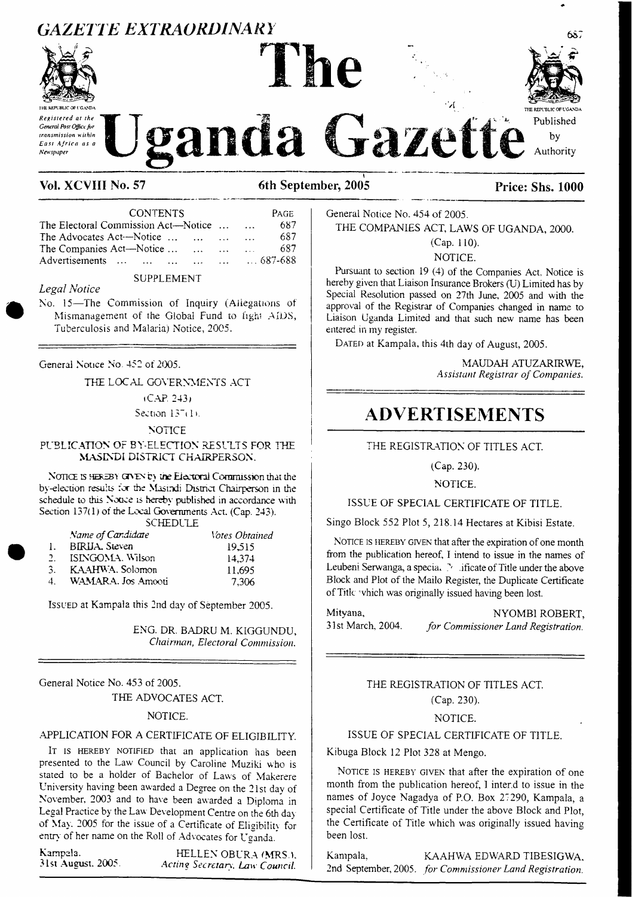# GAZETTE EXTRAORDINARY

# The Uganda Gazette

*Registered at the General Post Office for transmission within East Africa as a Newspaper*

Published by Authority

**Vol. XCVIII No. 57** — 6th September, 2005 — **Price: Shs. 1000**

| CONTENTS | PAGE |
|---|---|
| The Electoral Commission Act—Notice ... ... | 687 |
| The Advocates Act—Notice ... ... ... ... | 687 |
| The Companies Act—Notice ... ... ... ... | 687 |
| Advertisements ... ... ... ... ... ... | 687-688 |

SUPPLEMENT

*Legal Notice*

No. 15—The Commission of Inquiry (Allegations of Mismanagement of the Global Fund to fight AIDS, Tuberculosis and Malaria) Notice, 2005.

---

General Notice No. 452 of 2005.

THE LOCAL GOVERNMENTS ACT

(CAP. 243)

Section 137(1).

NOTICE

PUBLICATION OF BY-ELECTION RESULTS FOR THE MASINDI DISTRICT CHAIRPERSON.

NOTICE IS HEREBY GIVEN by the Electoral Commission that the by-election results for the Masindi District Chairperson in the schedule to this Notice is hereby published in accordance with Section 137(1) of the Local Governments Act. (Cap. 243).

SCHEDULE

| | Name of Candidate | Votes Obtained |
|---|---|---|
| 1. | BIRIJA. Steven | 19,515 |
| 2. | ISINGOMA. Wilson | 14,374 |
| 3. | KAAHWA. Solomon | 11,695 |
| 4. | WAMARA. Jos Amooti | 7,306 |

ISSUED at Kampala this 2nd day of September 2005.

ENG. DR. BADRU M. KIGGUNDU,
*Chairman, Electoral Commission.*

---

General Notice No. 453 of 2005.

THE ADVOCATES ACT.

NOTICE.

APPLICATION FOR A CERTIFICATE OF ELIGIBILITY.

IT IS HEREBY NOTIFIED that an application has been presented to the Law Council by Caroline Muziki who is stated to be a holder of Bachelor of Laws of Makerere University having been awarded a Degree on the 21st day of November, 2003 and to have been awarded a Diploma in Legal Practice by the Law Development Centre on the 6th day of May, 2005 for the issue of a Certificate of Eligibility for entry of her name on the Roll of Advocates for Uganda.

Kampala,
31st August, 2005.

HELLEN OBURA (MRS.),
*Acting Secretary, Law Council.*

---

General Notice No. 454 of 2005.

THE COMPANIES ACT, LAWS OF UGANDA, 2000.

(Cap. 110).

NOTICE.

Pursuant to section 19 (4) of the Companies Act, Notice is hereby given that Liaison Insurance Brokers (U) Limited has by Special Resolution passed on 27th June, 2005 and with the approval of the Registrar of Companies changed in name to Liaison Uganda Limited and that such new name has been entered in my register.

DATED at Kampala, this 4th day of August, 2005.

MAUDAH ATUZARIRWE,
*Assistant Registrar of Companies.*

---

# ADVERTISEMENTS

THE REGISTRATION OF TITLES ACT.

(Cap. 230).

NOTICE.

ISSUE OF SPECIAL CERTIFICATE OF TITLE.

Singo Block 552 Plot 5, 218.14 Hectares at Kibisi Estate.

NOTICE IS HEREBY GIVEN that after the expiration of one month from the publication hereof, I intend to issue in the names of Leubeni Serwanga, a special Certificate of Title under the above Block and Plot of the Mailo Register, the Duplicate Certificate of Title which was originally issued having been lost.

Mityana,
31st March, 2004.

NYOMBI ROBERT,
*for Commissioner Land Registration.*

---

THE REGISTRATION OF TITLES ACT.

(Cap. 230).

NOTICE.

ISSUE OF SPECIAL CERTIFICATE OF TITLE.

Kibuga Block 12 Plot 328 at Mengo.

NOTICE IS HEREBY GIVEN that after the expiration of one month from the publication hereof, I intend to issue in the names of Joyce Nagadya of P.O. Box 27290, Kampala, a special Certificate of Title under the above Block and Plot, the Certificate of Title which was originally issued having been lost.

Kampala,
2nd September, 2005.

KAAHWA EDWARD TIBESIGWA,
*for Commissioner Land Registration.*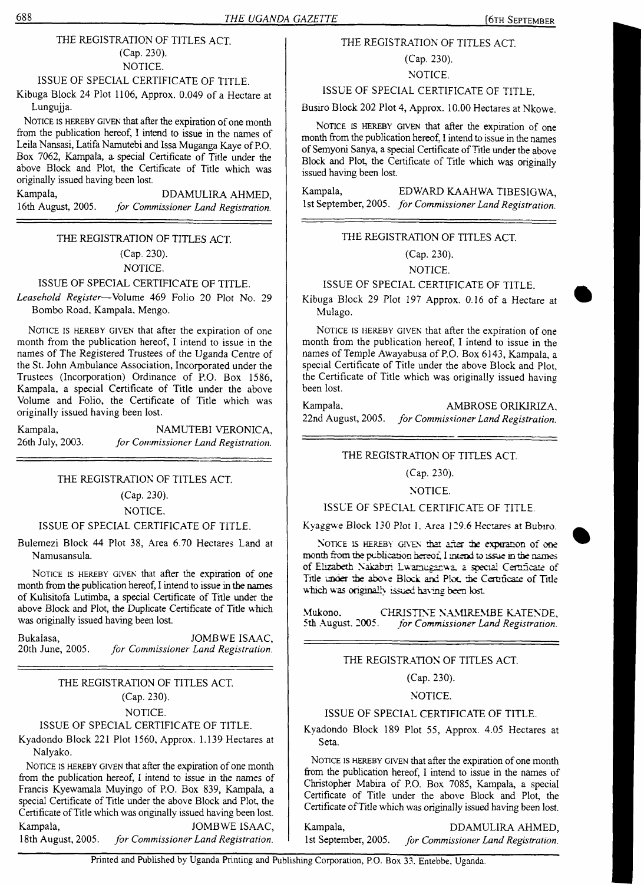THE REGISTRATION OF TITLES ACT.

(Cap. 230).

NOTICE.

ISSUE OF SPECIAL CERTIFICATE OF TITLE.

Kibuga Block 24 Plot 1106, Approx. 0.049 of a Hectare at Lungujja.

NOTICE IS HEREBY GIVEN that after the expiration of one month from the publication hereof, I intend to issue in the names of Leila Nansasi, Latifa Namutebi and Issa Muganga Kaye of P.O. Box 7062, Kampala, a special Certificate of Title under the above Block and Plot, the Certificate of Title which was originally issued having been lost.

Kampala, 16th August, 2005.

DDAMULIRA AHMED, *for Commissioner Land Registration.*

---

THE REGISTRATION OF TITLES ACT.

(Cap. 230).

NOTICE.

ISSUE OF SPECIAL CERTIFICATE OF TITLE.

*Leasehold Register*—Volume 469 Folio 20 Plot No. 29 Bombo Road, Kampala, Mengo.

NOTICE IS HEREBY GIVEN that after the expiration of one month from the publication hereof, I intend to issue in the names of The Registered Trustees of the Uganda Centre of the St. John Ambulance Association, Incorporated under the Trustees (Incorporation) Ordinance of P.O. Box 1586, Kampala, a special Certificate of Title under the above Volume and Folio, the Certificate of Title which was originally issued having been lost.

Kampala, 26th July, 2003.

NAMUTEBI VERONICA, *for Commissioner Land Registration.*

---

THE REGISTRATION OF TITLES ACT.

(Cap. 230).

NOTICE.

ISSUE OF SPECIAL CERTIFICATE OF TITLE.

Bulemezi Block 44 Plot 38, Area 6.70 Hectares Land at Namusansula.

NOTICE IS HEREBY GIVEN that after the expiration of one month from the publication hereof, I intend to issue in the names of Kulisitofa Lutimba, a special Certificate of Title under the above Block and Plot, the Duplicate Certificate of Title which was originally issued having been lost.

Bukalasa, 20th June, 2005.

JOMBWE ISAAC, *for Commissioner Land Registration.*

---

THE REGISTRATION OF TITLES ACT.

(Cap. 230).

NOTICE.

ISSUE OF SPECIAL CERTIFICATE OF TITLE.

Kyadondo Block 221 Plot 1560, Approx. 1.139 Hectares at Nalyako.

NOTICE IS HEREBY GIVEN that after the expiration of one month from the publication hereof, I intend to issue in the names of Francis Kyewamala Muyingo of P.O. Box 839, Kampala, a special Certificate of Title under the above Block and Plot, the Certificate of Title which was originally issued having been lost.

Kampala, 18th August, 2005.

JOMBWE ISAAC, *for Commissioner Land Registration.*

---

THE REGISTRATION OF TITLES ACT.

(Cap. 230).

NOTICE.

ISSUE OF SPECIAL CERTIFICATE OF TITLE.

Busiro Block 202 Plot 4, Approx. 10.00 Hectares at Nkowe.

NOTICE IS HEREBY GIVEN that after the expiration of one month from the publication hereof, I intend to issue in the names of Semyoni Sanya, a special Certificate of Title under the above Block and Plot, the Certificate of Title which was originally issued having been lost.

Kampala, 1st September, 2005.

EDWARD KAAHWA TIBESIGWA, *for Commissioner Land Registration.*

---

THE REGISTRATION OF TITLES ACT.

(Cap. 230).

NOTICE.

ISSUE OF SPECIAL CERTIFICATE OF TITLE.

Kibuga Block 29 Plot 197 Approx. 0.16 of a Hectare at Mulago.

NOTICE IS HEREBY GIVEN that after the expiration of one month from the publication hereof, I intend to issue in the names of Temple Awayabusa of P.O. Box 6143, Kampala, a special Certificate of Title under the above Block and Plot, the Certificate of Title which was originally issued having been lost.

Kampala, 22nd August, 2005.

AMBROSE ORIKIRIZA, *for Commissioner Land Registration.*

---

THE REGISTRATION OF TITLES ACT.

(Cap. 230).

NOTICE.

ISSUE OF SPECIAL CERTIFICATE OF TITLE.

Kyaggwe Block 130 Plot 1, Area 129.6 Hectares at Bubiro.

NOTICE IS HEREBY GIVEN that after the expiration of one month from the publication hereof, I intend to issue in the names of Elizabeth Nakabiri Lwamuganwa, a special Certificate of Title under the above Block and Plot, the Certificate of Title which was originally issued having been lost.

Mukono, 5th August, 2005.

CHRISTINE NAMIREMBE KATENDE, *for Commissioner Land Registration.*

---

THE REGISTRATION OF TITLES ACT.

(Cap. 230).

NOTICE.

ISSUE OF SPECIAL CERTIFICATE OF TITLE.

Kyadondo Block 189 Plot 55, Approx. 4.05 Hectares at Seta.

NOTICE IS HEREBY GIVEN that after the expiration of one month from the publication hereof, I intend to issue in the names of Christopher Mabira of P.O. Box 7085, Kampala, a special Certificate of Title under the above Block and Plot, the Certificate of Title which was originally issued having been lost.

Kampala, 1st September, 2005.

DDAMULIRA AHMED, *for Commissioner Land Registration.*

---

Printed and Published by Uganda Printing and Publishing Corporation, P.O. Box 33, Entebbe, Uganda.